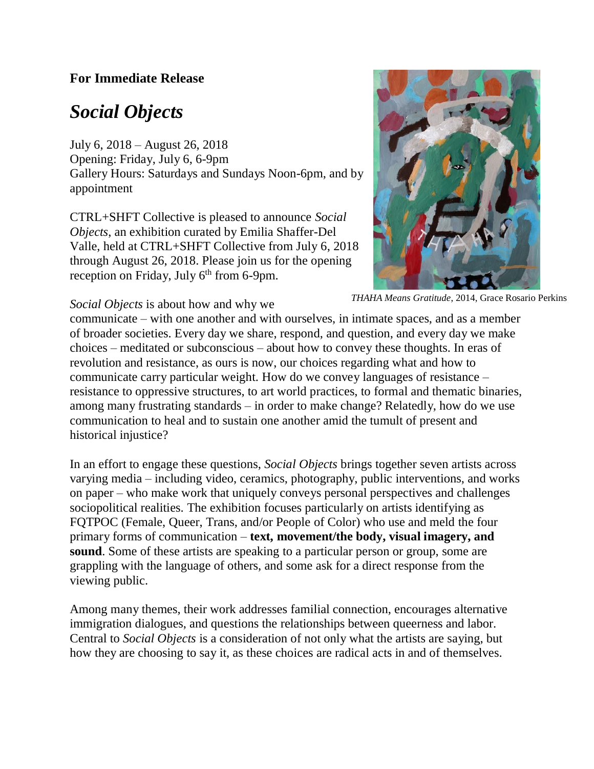**For Immediate Release**

# *Social Objects*

July 6, 2018 – August 26, 2018
Opening: Friday, July 6, 6-9pm
Gallery Hours: Saturdays and Sundays Noon-6pm, and by appointment

CTRL+SHFT Collective is pleased to announce *Social Objects*, an exhibition curated by Emilia Shaffer-Del Valle, held at CTRL+SHFT Collective from July 6, 2018 through August 26, 2018. Please join us for the opening reception on Friday, July 6th from 6-9pm.

*THAHA Means Gratitude*, 2014, Grace Rosario Perkins

*Social Objects* is about how and why we communicate – with one another and with ourselves, in intimate spaces, and as a member of broader societies. Every day we share, respond, and question, and every day we make choices – meditated or subconscious – about how to convey these thoughts. In eras of revolution and resistance, as ours is now, our choices regarding what and how to communicate carry particular weight. How do we convey languages of resistance – resistance to oppressive structures, to art world practices, to formal and thematic binaries, among many frustrating standards – in order to make change? Relatedly, how do we use communication to heal and to sustain one another amid the tumult of present and historical injustice?

In an effort to engage these questions, *Social Objects* brings together seven artists across varying media – including video, ceramics, photography, public interventions, and works on paper – who make work that uniquely conveys personal perspectives and challenges sociopolitical realities. The exhibition focuses particularly on artists identifying as FQTPOC (Female, Queer, Trans, and/or People of Color) who use and meld the four primary forms of communication – **text, movement/the body, visual imagery, and sound**. Some of these artists are speaking to a particular person or group, some are grappling with the language of others, and some ask for a direct response from the viewing public.

Among many themes, their work addresses familial connection, encourages alternative immigration dialogues, and questions the relationships between queerness and labor. Central to *Social Objects* is a consideration of not only what the artists are saying, but how they are choosing to say it, as these choices are radical acts in and of themselves.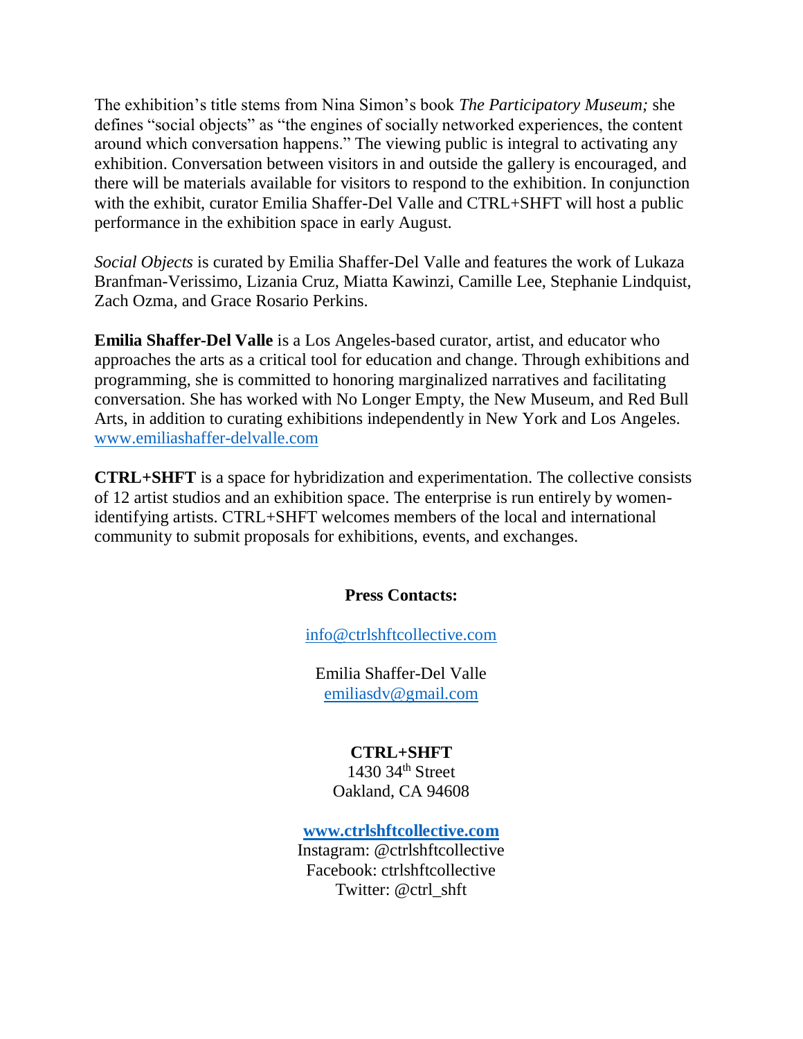The exhibition's title stems from Nina Simon's book *The Participatory Museum;* she defines "social objects" as "the engines of socially networked experiences, the content around which conversation happens." The viewing public is integral to activating any exhibition. Conversation between visitors in and outside the gallery is encouraged, and there will be materials available for visitors to respond to the exhibition. In conjunction with the exhibit, curator Emilia Shaffer-Del Valle and CTRL+SHFT will host a public performance in the exhibition space in early August.

*Social Objects* is curated by Emilia Shaffer-Del Valle and features the work of Lukaza Branfman-Verissimo, Lizania Cruz, Miatta Kawinzi, Camille Lee, Stephanie Lindquist, Zach Ozma, and Grace Rosario Perkins.

**Emilia Shaffer-Del Valle** is a Los Angeles-based curator, artist, and educator who approaches the arts as a critical tool for education and change. Through exhibitions and programming, she is committed to honoring marginalized narratives and facilitating conversation. She has worked with No Longer Empty, the New Museum, and Red Bull Arts, in addition to curating exhibitions independently in New York and Los Angeles. www.emiliashaffer-delvalle.com

**CTRL+SHFT** is a space for hybridization and experimentation. The collective consists of 12 artist studios and an exhibition space. The enterprise is run entirely by women-identifying artists. CTRL+SHFT welcomes members of the local and international community to submit proposals for exhibitions, events, and exchanges.

**Press Contacts:**

info@ctrlshftcollective.com

Emilia Shaffer-Del Valle
emiliasdv@gmail.com

**CTRL+SHFT**
1430 34th Street
Oakland, CA 94608

**www.ctrlshftcollective.com**
Instagram: @ctrlshftcollective
Facebook: ctrlshftcollective
Twitter: @ctrl_shft